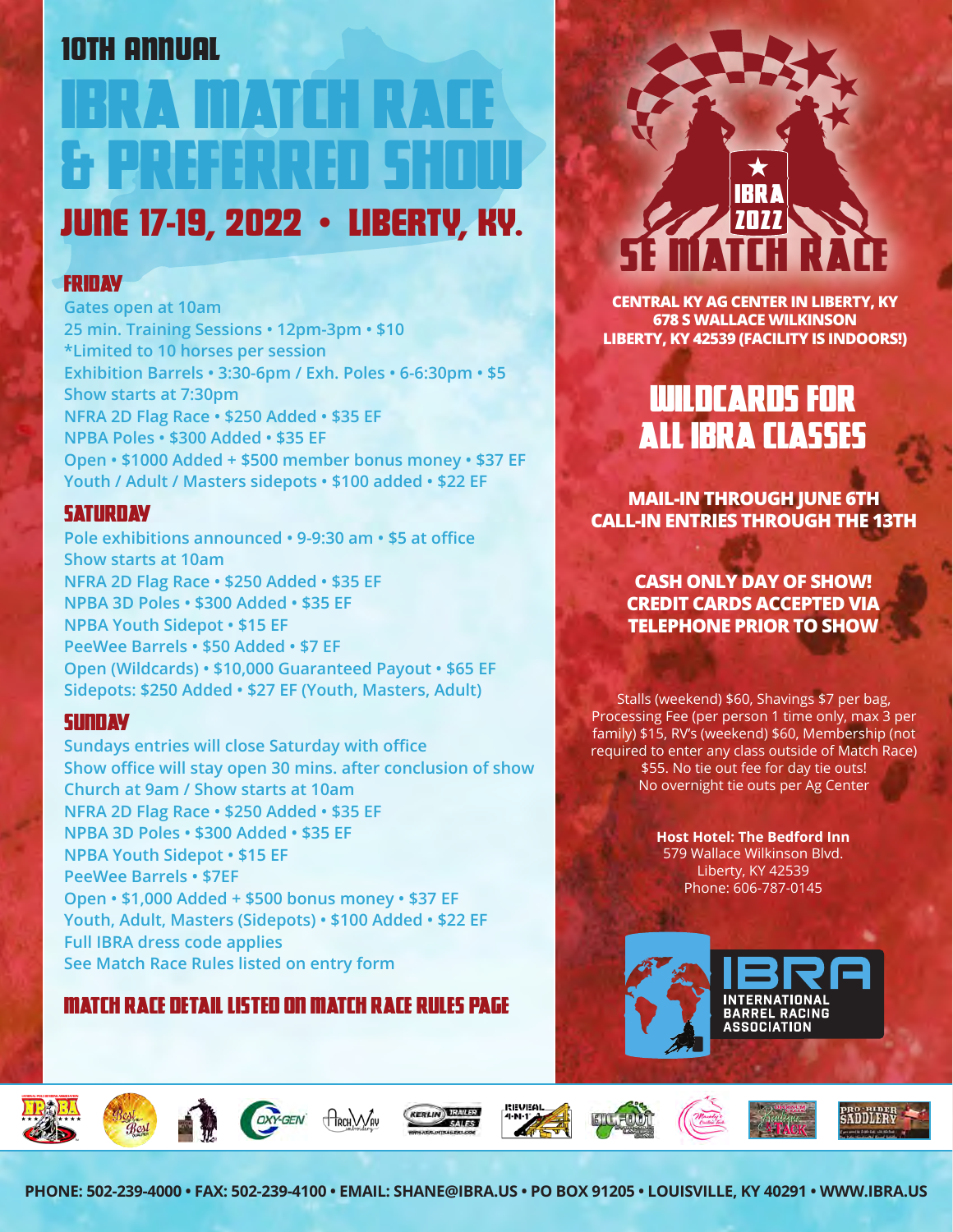# 10TH ANNUAL

# IBRA MATCH RACE & PREFERRED SHOW

## JUNE 17-19, 2022 • LIBERTY, KY.

### FRIDAY

Gates open at 10am
25 min. Training Sessions • 12pm-3pm • $10
*Limited to 10 horses per session
Exhibition Barrels • 3:30-6pm / Exh. Poles • 6-6:30pm • $5
Show starts at 7:30pm
NFRA 2D Flag Race • $250 Added • $35 EF
NPBA Poles • $300 Added • $35 EF
Open • $1000 Added + $500 member bonus money • $37 EF
Youth / Adult / Masters sidepots • $100 added • $22 EF

### SATURDAY

Pole exhibitions announced • 9-9:30 am • $5 at office
Show starts at 10am
NFRA 2D Flag Race • $250 Added • $35 EF
NPBA 3D Poles • $300 Added • $35 EF
NPBA Youth Sidepot • $15 EF
PeeWee Barrels • $50 Added • $7 EF
Open (Wildcards) • $10,000 Guaranteed Payout • $65 EF
Sidepots: $250 Added • $27 EF (Youth, Masters, Adult)

### SUNDAY

Sundays entries will close Saturday with office
Show office will stay open 30 mins. after conclusion of show
Church at 9am / Show starts at 10am
NFRA 2D Flag Race • $250 Added • $35 EF
NPBA 3D Poles • $300 Added • $35 EF
NPBA Youth Sidepot • $15 EF
PeeWee Barrels • $7EF
Open • $1,000 Added + $500 bonus money • $37 EF
Youth, Adult, Masters (Sidepots) • $100 Added • $22 EF
Full IBRA dress code applies
See Match Race Rules listed on entry form

### MATCH RACE DETAIL LISTED ON MATCH RACE RULES PAGE

IBRA 2022 SE MATCH RACE

**CENTRAL KY AG CENTER IN LIBERTY, KY**
**678 S WALLACE WILKINSON**
**LIBERTY, KY 42539 (FACILITY IS INDOORS!)**

## WILDCARDS FOR ALL IBRA CLASSES

**MAIL-IN THROUGH JUNE 6TH**
**CALL-IN ENTRIES THROUGH THE 13TH**

**CASH ONLY DAY OF SHOW!**
**CREDIT CARDS ACCEPTED VIA TELEPHONE PRIOR TO SHOW**

Stalls (weekend) $60, Shavings $7 per bag, Processing Fee (per person 1 time only, max 3 per family) $15, RV's (weekend) $60, Membership (not required to enter any class outside of Match Race) $55. No tie out fee for day tie outs! No overnight tie outs per Ag Center

**Host Hotel: The Bedford Inn**
579 Wallace Wilkinson Blvd.
Liberty, KY 42539
Phone: 606-787-0145

IBRA INTERNATIONAL BARREL RACING ASSOCIATION

PHONE: 502-239-4000 • FAX: 502-239-4100 • EMAIL: SHANE@IBRA.US • PO BOX 91205 • LOUISVILLE, KY 40291 • WWW.IBRA.US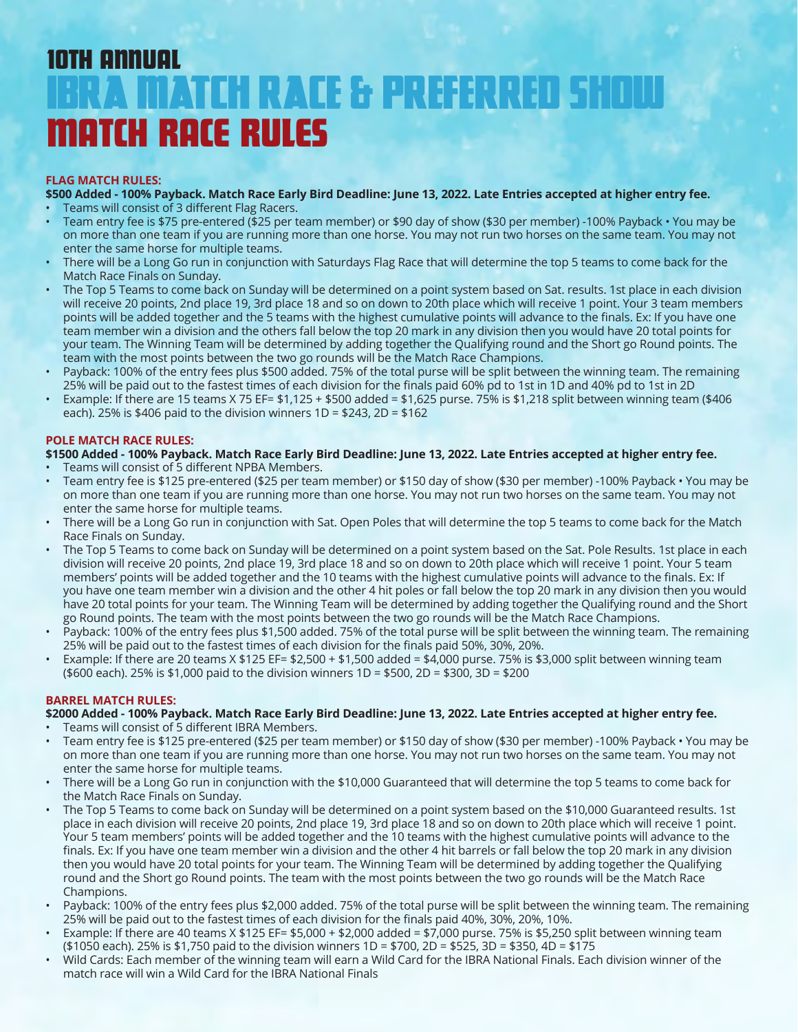# 10TH ANNUAL

# IBRA MATCH RACE & PREFERRED SHOW

# MATCH RACE RULES

## FLAG MATCH RULES:

**$500 Added - 100% Payback. Match Race Early Bird Deadline: June 13, 2022. Late Entries accepted at higher entry fee.**

- Teams will consist of 3 different Flag Racers.
- Team entry fee is $75 pre-entered ($25 per team member) or $90 day of show ($30 per member) -100% Payback • You may be on more than one team if you are running more than one horse. You may not run two horses on the same team. You may not enter the same horse for multiple teams.
- There will be a Long Go run in conjunction with Saturdays Flag Race that will determine the top 5 teams to come back for the Match Race Finals on Sunday.
- The Top 5 Teams to come back on Sunday will be determined on a point system based on Sat. results. 1st place in each division will receive 20 points, 2nd place 19, 3rd place 18 and so on down to 20th place which will receive 1 point. Your 3 team members points will be added together and the 5 teams with the highest cumulative points will advance to the finals. Ex: If you have one team member win a division and the others fall below the top 20 mark in any division then you would have 20 total points for your team. The Winning Team will be determined by adding together the Qualifying round and the Short go Round points. The team with the most points between the two go rounds will be the Match Race Champions.
- Payback: 100% of the entry fees plus $500 added. 75% of the total purse will be split between the winning team. The remaining 25% will be paid out to the fastest times of each division for the finals paid 60% pd to 1st in 1D and 40% pd to 1st in 2D
- Example: If there are 15 teams X 75 EF= $1,125 + $500 added = $1,625 purse. 75% is $1,218 split between winning team ($406 each). 25% is $406 paid to the division winners 1D = $243, 2D = $162

## POLE MATCH RACE RULES:

**$1500 Added - 100% Payback. Match Race Early Bird Deadline: June 13, 2022. Late Entries accepted at higher entry fee.**

- Teams will consist of 5 different NPBA Members.
- Team entry fee is $125 pre-entered ($25 per team member) or $150 day of show ($30 per member) -100% Payback • You may be on more than one team if you are running more than one horse. You may not run two horses on the same team. You may not enter the same horse for multiple teams.
- There will be a Long Go run in conjunction with Sat. Open Poles that will determine the top 5 teams to come back for the Match Race Finals on Sunday.
- The Top 5 Teams to come back on Sunday will be determined on a point system based on the Sat. Pole Results. 1st place in each division will receive 20 points, 2nd place 19, 3rd place 18 and so on down to 20th place which will receive 1 point. Your 5 team members' points will be added together and the 10 teams with the highest cumulative points will advance to the finals. Ex: If you have one team member win a division and the other 4 hit poles or fall below the top 20 mark in any division then you would have 20 total points for your team. The Winning Team will be determined by adding together the Qualifying round and the Short go Round points. The team with the most points between the two go rounds will be the Match Race Champions.
- Payback: 100% of the entry fees plus $1,500 added. 75% of the total purse will be split between the winning team. The remaining 25% will be paid out to the fastest times of each division for the finals paid 50%, 30%, 20%.
- Example: If there are 20 teams X $125 EF= $2,500 + $1,500 added = $4,000 purse. 75% is $3,000 split between winning team ($600 each). 25% is $1,000 paid to the division winners 1D = $500, 2D = $300, 3D = $200

## BARREL MATCH RULES:

**$2000 Added - 100% Payback. Match Race Early Bird Deadline: June 13, 2022. Late Entries accepted at higher entry fee.**

- Teams will consist of 5 different IBRA Members.
- Team entry fee is $125 pre-entered ($25 per team member) or $150 day of show ($30 per member) -100% Payback • You may be on more than one team if you are running more than one horse. You may not run two horses on the same team. You may not enter the same horse for multiple teams.
- There will be a Long Go run in conjunction with the $10,000 Guaranteed that will determine the top 5 teams to come back for the Match Race Finals on Sunday.
- The Top 5 Teams to come back on Sunday will be determined on a point system based on the $10,000 Guaranteed results. 1st place in each division will receive 20 points, 2nd place 19, 3rd place 18 and so on down to 20th place which will receive 1 point. Your 5 team members' points will be added together and the 10 teams with the highest cumulative points will advance to the finals. Ex: If you have one team member win a division and the other 4 hit barrels or fall below the top 20 mark in any division then you would have 20 total points for your team. The Winning Team will be determined by adding together the Qualifying round and the Short go Round points. The team with the most points between the two go rounds will be the Match Race Champions.
- Payback: 100% of the entry fees plus $2,000 added. 75% of the total purse will be split between the winning team. The remaining 25% will be paid out to the fastest times of each division for the finals paid 40%, 30%, 20%, 10%.
- Example: If there are 40 teams X $125 EF= $5,000 + $2,000 added = $7,000 purse. 75% is $5,250 split between winning team ($1050 each). 25% is $1,750 paid to the division winners 1D = $700, 2D = $525, 3D = $350, 4D = $175
- Wild Cards: Each member of the winning team will earn a Wild Card for the IBRA National Finals. Each division winner of the match race will win a Wild Card for the IBRA National Finals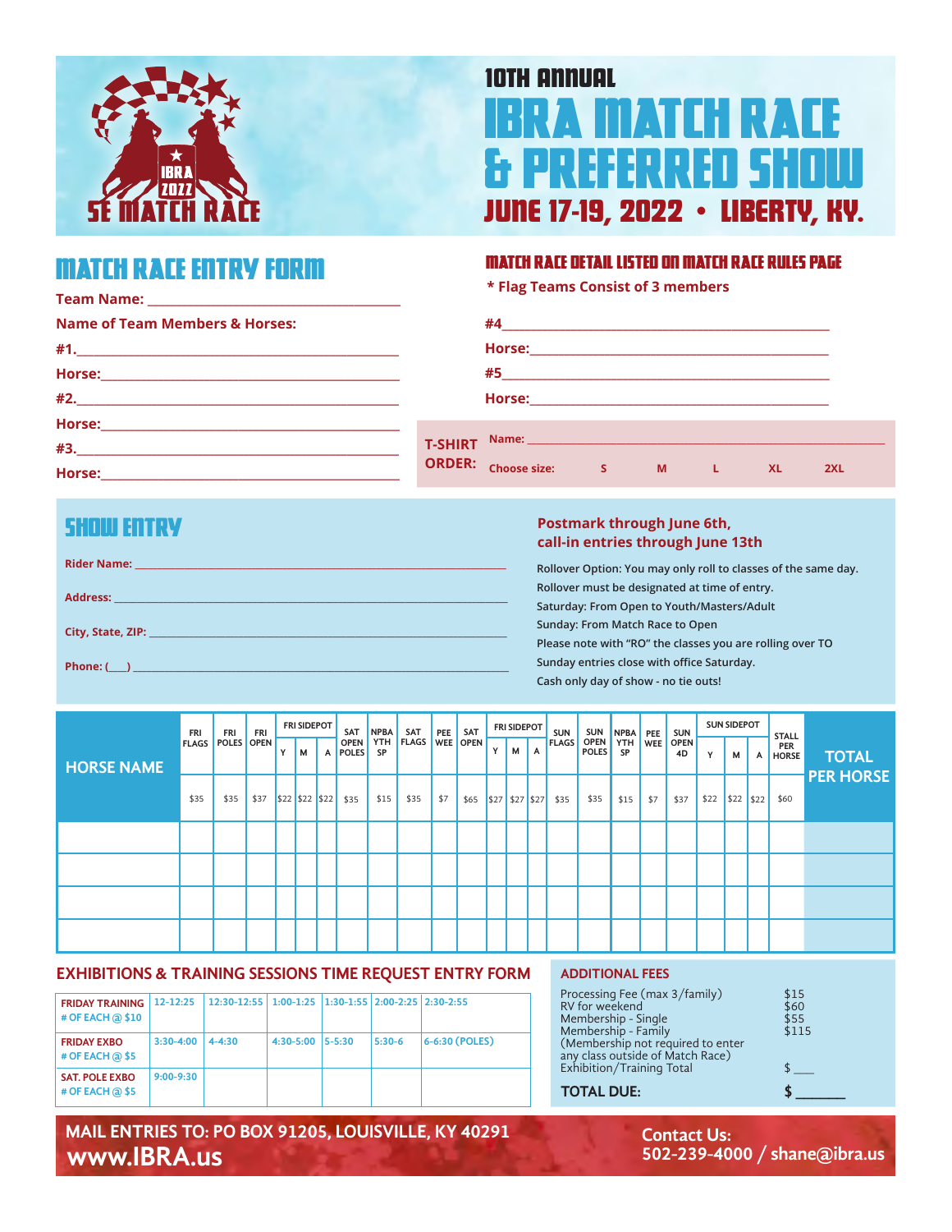IBRA 2022 SE MATCH RACE

10TH ANNUAL

# IBRA MATCH RACE & PREFERRED SHOW

## JUNE 17-19, 2022 • LIBERTY, KY.

## MATCH RACE ENTRY FORM

**Team Name:** ___________________________________

**Name of Team Members & Horses:**

**#1.**___________________________________________

**Horse:**________________________________________

**#2.**___________________________________________

**Horse:**________________________________________

**#3.**___________________________________________

**Horse:**________________________________________

**MATCH RACE DETAIL LISTED ON MATCH RACE RULES PAGE**

**\* Flag Teams Consist of 3 members**

**#4**____________________________________________

**Horse:**________________________________________

**#5**____________________________________________

**Horse:**________________________________________

**T-SHIRT ORDER:** **Name:** ________________________________________

**Choose size:** S M L XL 2XL

## SHOW ENTRY

**Rider Name:** ___________________________________________

**Address:** ______________________________________________

**City, State, ZIP:** _______________________________________

**Phone:** (___) __________________________________________

**Postmark through June 6th, call-in entries through June 13th**

Rollover Option: You may only roll to classes of the same day.
Rollover must be designated at time of entry.
Saturday: From Open to Youth/Masters/Adult
Sunday: From Match Race to Open
Please note with "RO" the classes you are rolling over TO
Sunday entries close with office Saturday.
Cash only day of show - no tie outs!

| HORSE NAME | FRI FLAGS | FRI POLES | FRI OPEN | FRI SIDEPOT | | | SAT OPEN POLES | NPBA YTH SP | SAT FLAGS | PEE WEE | SAT OPEN | FRI SIDEPOT | | | SUN FLAGS | SUN OPEN POLES | NPBA YTH SP | PEE WEE | SUN OPEN 4D | SUN SIDEPOT | | | STALL PER HORSE | TOTAL PER HORSE |
|---|---|---|---|---|---|---|---|---|---|---|---|---|---|---|---|---|---|---|---|---|---|---|---|---|
| | | | | Y | M | A | | | | | | Y | M | A | | | | | | Y | M | A | | |
| | $35 | $35 | $37 | $22 | $22 | $22 | $35 | $15 | $35 | $7 | $65 | $27 | $27 | $27 | $35 | $35 | $15 | $7 | $37 | $22 | $22 | $22 | $60 | |
| | | | | | | | | | | | | | | | | | | | | | | | | |
| | | | | | | | | | | | | | | | | | | | | | | | | |
| | | | | | | | | | | | | | | | | | | | | | | | | |
| | | | | | | | | | | | | | | | | | | | | | | | | |

**EXHIBITIONS & TRAINING SESSIONS TIME REQUEST ENTRY FORM**

| | | | | | | |
|---|---|---|---|---|---|---|
| **FRIDAY TRAINING** # OF EACH @ $10 | 12-12:25 | 12:30-12:55 | 1:00-1:25 | 1:30-1:55 | 2:00-2:25 | 2:30-2:55 |
| **FRIDAY EXBO** # OF EACH @ $5 | 3:30-4:00 | 4-4:30 | 4:30-5:00 | 5-5:30 | 5:30-6 | 6-6:30 (POLES) |
| **SAT. POLE EXBO** # OF EACH @ $5 | 9:00-9:30 | | | | | |

**ADDITIONAL FEES**

| | |
|---|---|
| Processing Fee (max 3/family) | $15 |
| RV for weekend | $60 |
| Membership - Single | $55 |
| Membership - Family | $115 |
| (Membership not required to enter any class outside of Match Race) | |
| Exhibition/Training Total | $ ___ |
| **TOTAL DUE:** | **$ ______** |

**MAIL ENTRIES TO: PO BOX 91205, LOUISVILLE, KY 40291**

**www.IBRA.us**

**Contact Us:**
**502-239-4000 / shane@ibra.us**